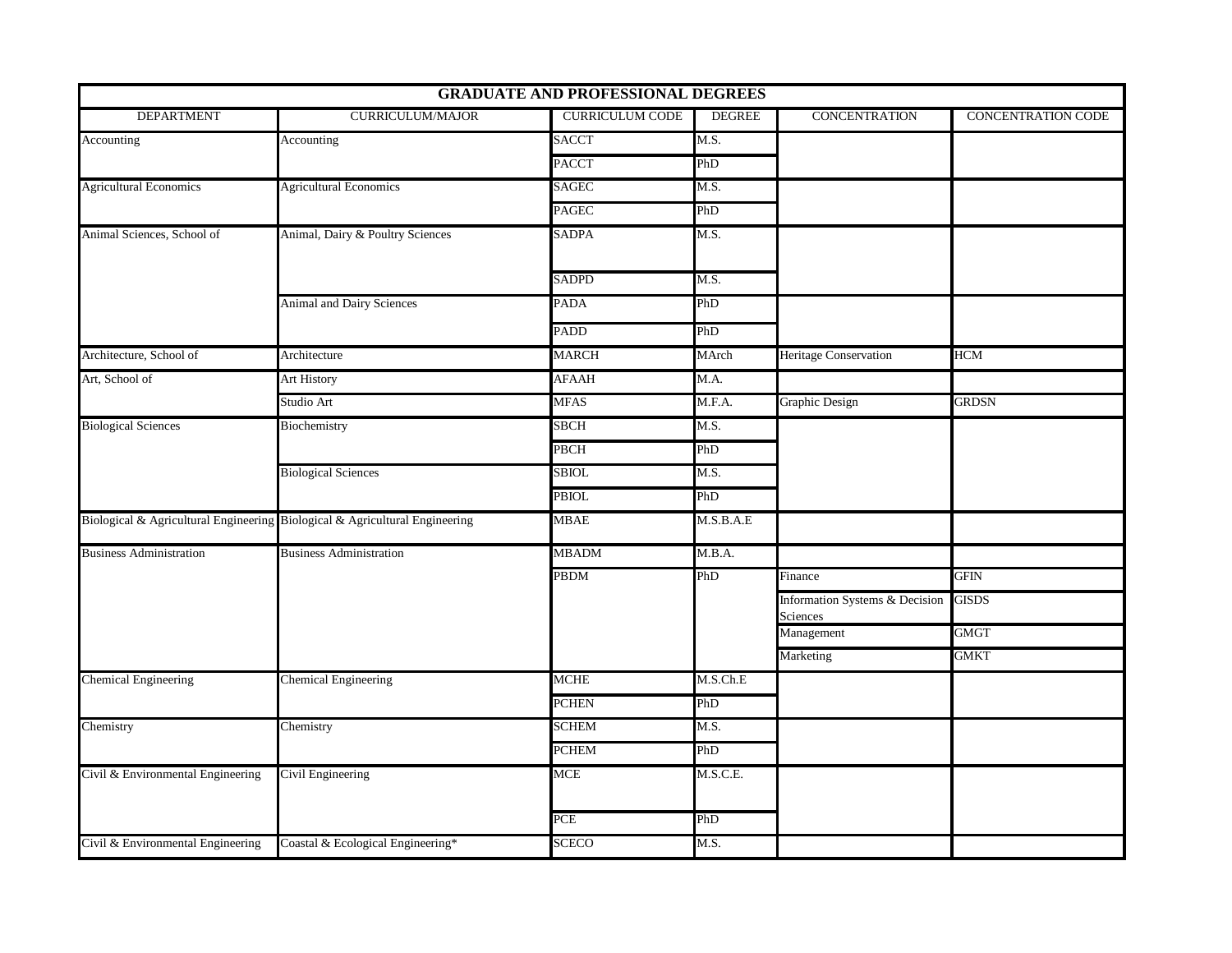| GRADUATE AND PROFESSIONAL DEGREES | | | | | |
|---|---|---|---|---|---|
| DEPARTMENT | CURRICULUM/MAJOR | CURRICULUM CODE | DEGREE | CONCENTRATION | CONCENTRATION CODE |
| Accounting | Accounting | SACCT | M.S. | | |
| | | PACCT | PhD | | |
| Agricultural Economics | Agricultural Economics | SAGEC | M.S. | | |
| | | PAGEC | PhD | | |
| Animal Sciences, School of | Animal, Dairy & Poultry Sciences | SADPA | M.S. | | |
| | | SADPD | M.S. | | |
| | Animal and Dairy Sciences | PADA | PhD | | |
| | | PADD | PhD | | |
| Architecture, School of | Architecture | MARCH | MArch | Heritage Conservation | HCM |
| Art, School of | Art History | AFAAH | M.A. | | |
| | Studio Art | MFAS | M.F.A. | Graphic Design | GRDSN |
| Biological Sciences | Biochemistry | SBCH | M.S. | | |
| | | PBCH | PhD | | |
| | Biological Sciences | SBIOL | M.S. | | |
| | | PBIOL | PhD | | |
| Biological & Agricultural Engineering | Biological & Agricultural Engineering | MBAE | M.S.B.A.E | | |
| Business Administration | Business Administration | MBADM | M.B.A. | | |
| | | PBDM | PhD | Finance | GFIN |
| | | | | Information Systems & Decision Sciences | GISDS |
| | | | | Management | GMGT |
| | | | | Marketing | GMKT |
| Chemical Engineering | Chemical Engineering | MCHE | M.S.Ch.E | | |
| | | PCHEN | PhD | | |
| Chemistry | Chemistry | SCHEM | M.S. | | |
| | | PCHEM | PhD | | |
| Civil & Environmental Engineering | Civil Engineering | MCE | M.S.C.E. | | |
| | | PCE | PhD | | |
| Civil & Environmental Engineering | Coastal & Ecological Engineering* | SCECO | M.S. | | |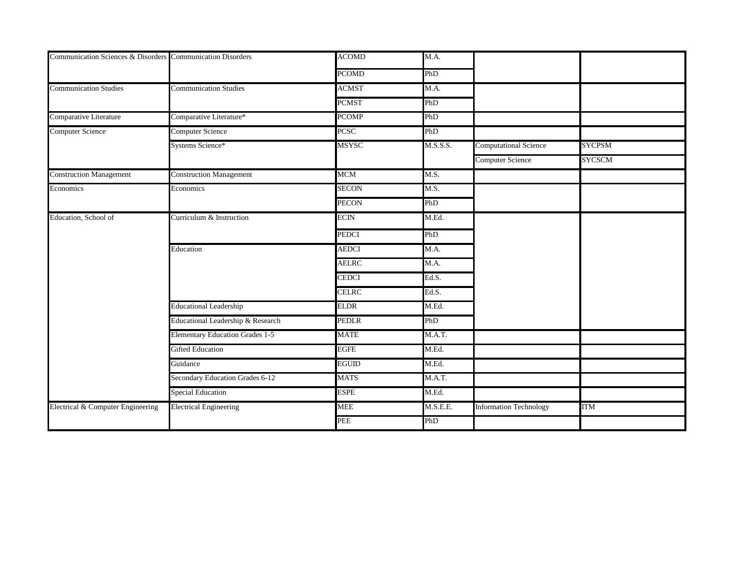| | | | | | |
|---|---|---|---|---|---|
| Communication Sciences & Disorders | Communication Disorders | ACOMD | M.A. | | |
| | | PCOMD | PhD | | |
| Communication Studies | Communication Studies | ACMST | M.A. | | |
| | | PCMST | PhD | | |
| Comparative Literature | Comparative Literature* | PCOMP | PhD | | |
| Computer Science | Computer Science | PCSC | PhD | | |
| | Systems Science* | MSYSC | M.S.S.S. | Computational Science | SYCPSM |
| | | | | Computer Science | SYCSCM |
| Construction Management | Construction Management | MCM | M.S. | | |
| Economics | Economics | SECON | M.S. | | |
| | | PECON | PhD | | |
| Education, School of | Curriculum & Instruction | ECIN | M.Ed. | | |
| | | PEDCI | PhD | | |
| | Education | AEDCI | M.A. | | |
| | | AELRC | M.A. | | |
| | | CEDCI | Ed.S. | | |
| | | CELRC | Ed.S. | | |
| | Educational Leadership | ELDR | M.Ed. | | |
| | Educational Leadership & Research | PEDLR | PhD | | |
| | Elementary Education Grades 1-5 | MATE | M.A.T. | | |
| | Gifted Education | EGFE | M.Ed. | | |
| | Guidance | EGUID | M.Ed. | | |
| | Secondary Education Grades 6-12 | MATS | M.A.T. | | |
| | Special Education | ESPE | M.Ed. | | |
| Electrical & Computer Engineering | Electrical Engineering | MEE | M.S.E.E. | Information Technology | ITM |
| | | PEE | PhD | | |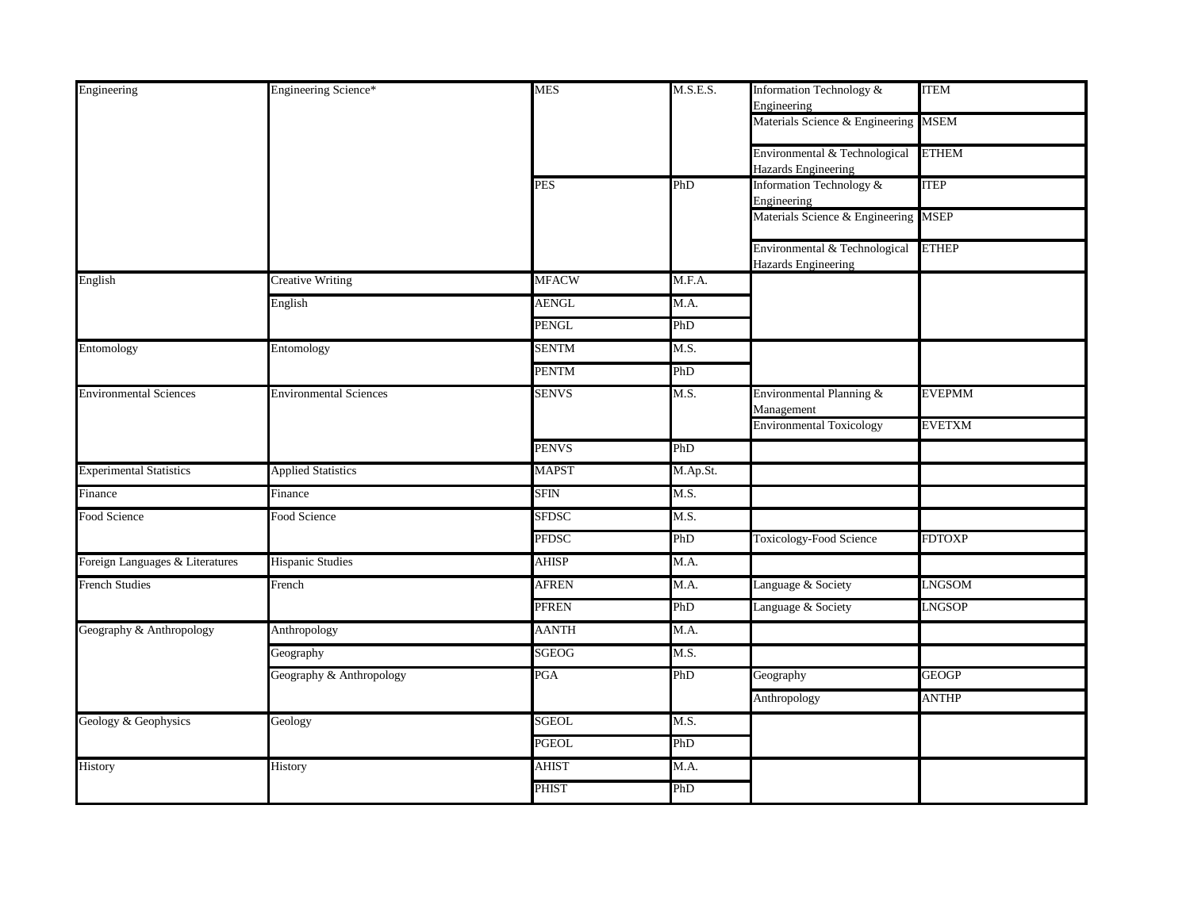| | | | | | |
|---|---|---|---|---|---|
| Engineering | Engineering Science* | MES | M.S.E.S. | Information Technology & Engineering | ITEM |
| | | | | Materials Science & Engineering | MSEM |
| | | | | Environmental & Technological Hazards Engineering | ETHEM |
| | | PES | PhD | Information Technology & Engineering | ITEP |
| | | | | Materials Science & Engineering | MSEP |
| | | | | Environmental & Technological Hazards Engineering | ETHEP |
| English | Creative Writing | MFACW | M.F.A. | | |
| | English | AENGL | M.A. | | |
| | | PENGL | PhD | | |
| Entomology | Entomology | SENTM | M.S. | | |
| | | PENTM | PhD | | |
| Environmental Sciences | Environmental Sciences | SENVS | M.S. | Environmental Planning & Management | EVEPMM |
| | | | | Environmental Toxicology | EVETXM |
| | | PENVS | PhD | | |
| Experimental Statistics | Applied Statistics | MAPST | M.Ap.St. | | |
| Finance | Finance | SFIN | M.S. | | |
| Food Science | Food Science | SFDSC | M.S. | | |
| | | PFDSC | PhD | Toxicology-Food Science | FDTOXP |
| Foreign Languages & Literatures | Hispanic Studies | AHISP | M.A. | | |
| French Studies | French | AFREN | M.A. | Language & Society | LNGSOM |
| | | PFREN | PhD | Language & Society | LNGSOP |
| Geography & Anthropology | Anthropology | AANTH | M.A. | | |
| | Geography | SGEOG | M.S. | | |
| | Geography & Anthropology | PGA | PhD | Geography | GEOGP |
| | | | | Anthropology | ANTHP |
| Geology & Geophysics | Geology | SGEOL | M.S. | | |
| | | PGEOL | PhD | | |
| History | History | AHIST | M.A. | | |
| | | PHIST | PhD | | |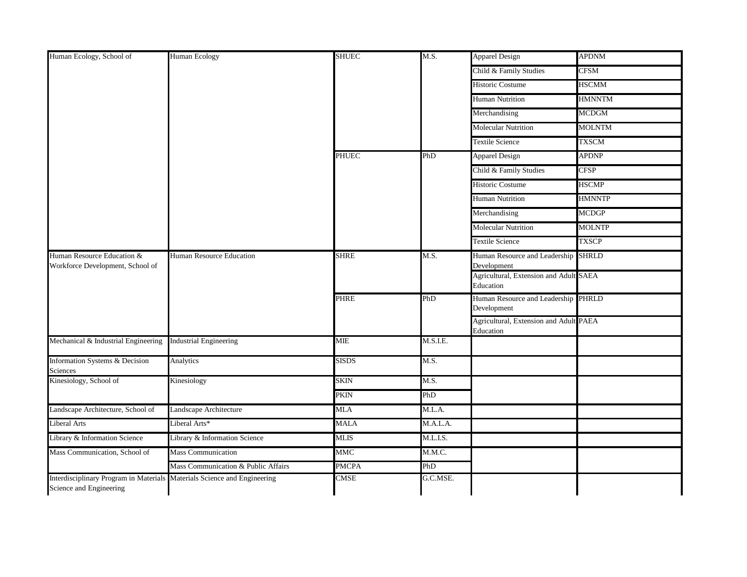| | | | | | |
|---|---|---|---|---|---|
| Human Ecology, School of | Human Ecology | SHUEC | M.S. | Apparel Design | APDNM |
| | | | | Child & Family Studies | CFSM |
| | | | | Historic Costume | HSCMM |
| | | | | Human Nutrition | HMNNTM |
| | | | | Merchandising | MCDGM |
| | | | | Molecular Nutrition | MOLNTM |
| | | | | Textile Science | TXSCM |
| | | PHUEC | PhD | Apparel Design | APDNP |
| | | | | Child & Family Studies | CFSP |
| | | | | Historic Costume | HSCMP |
| | | | | Human Nutrition | HMNNTP |
| | | | | Merchandising | MCDGP |
| | | | | Molecular Nutrition | MOLNTP |
| | | | | Textile Science | TXSCP |
| Human Resource Education & Workforce Development, School of | Human Resource Education | SHRE | M.S. | Human Resource and Leadership Development | SHRLD |
| | | | | Agricultural, Extension and Adult Education | SAEA |
| | | PHRE | PhD | Human Resource and Leadership Development | PHRLD |
| | | | | Agricultural, Extension and Adult Education | PAEA |
| Mechanical & Industrial Engineering | Industrial Engineering | MIE | M.S.I.E. | | |
| Information Systems & Decision Sciences | Analytics | SISDS | M.S. | | |
| Kinesiology, School of | Kinesiology | SKIN | M.S. | | |
| | | PKIN | PhD | | |
| Landscape Architecture, School of | Landscape Architecture | MLA | M.L.A. | | |
| Liberal Arts | Liberal Arts* | MALA | M.A.L.A. | | |
| Library & Information Science | Library & Information Science | MLIS | M.L.I.S. | | |
| Mass Communication, School of | Mass Communication | MMC | M.M.C. | | |
| | Mass Communication & Public Affairs | PMCPA | PhD | | |
| Interdisciplinary Program in Materials Science and Engineering | Materials Science and Engineering | CMSE | G.C.MSE. | | |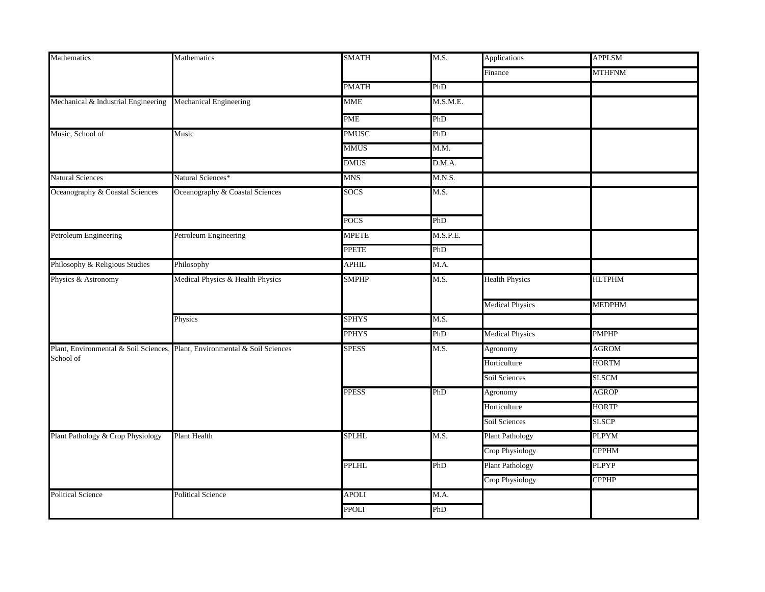| Mathematics | Mathematics | SMATH | M.S. | Applications | APPLSM |
|---|---|---|---|---|---|
| | | | | Finance | MTHFNM |
| | | PMATH | PhD | | |
| Mechanical & Industrial Engineering | Mechanical Engineering | MME | M.S.M.E. | | |
| | | PME | PhD | | |
| Music, School of | Music | PMUSC | PhD | | |
| | | MMUS | M.M. | | |
| | | DMUS | D.M.A. | | |
| Natural Sciences | Natural Sciences* | MNS | M.N.S. | | |
| Oceanography & Coastal Sciences | Oceanography & Coastal Sciences | SOCS | M.S. | | |
| | | POCS | PhD | | |
| Petroleum Engineering | Petroleum Engineering | MPETE | M.S.P.E. | | |
| | | PPETE | PhD | | |
| Philosophy & Religious Studies | Philosophy | APHIL | M.A. | | |
| Physics & Astronomy | Medical Physics & Health Physics | SMPHP | M.S. | Health Physics | HLTPHM |
| | | | | Medical Physics | MEDPHM |
| | Physics | SPHYS | M.S. | | |
| | | PPHYS | PhD | Medical Physics | PMPHP |
| Plant, Environmental & Soil Sciences, School of | Plant, Environmental & Soil Sciences | SPESS | M.S. | Agronomy | AGROM |
| | | | | Horticulture | HORTM |
| | | | | Soil Sciences | SLSCM |
| | | PPESS | PhD | Agronomy | AGROP |
| | | | | Horticulture | HORTP |
| | | | | Soil Sciences | SLSCP |
| Plant Pathology & Crop Physiology | Plant Health | SPLHL | M.S. | Plant Pathology | PLPYM |
| | | | | Crop Physiology | CPPHM |
| | | PPLHL | PhD | Plant Pathology | PLPYP |
| | | | | Crop Physiology | CPPHP |
| Political Science | Political Science | APOLI | M.A. | | |
| | | PPOLI | PhD | | |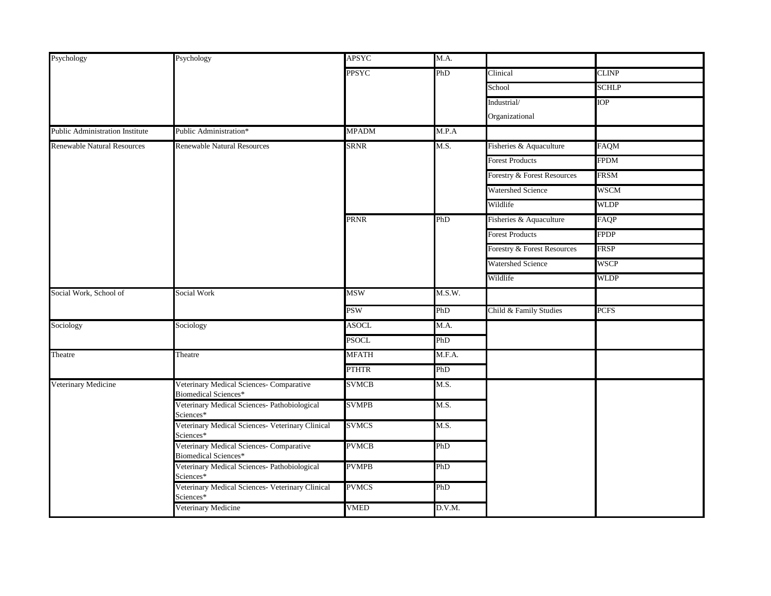| | | | | | |
|---|---|---|---|---|---|
| Psychology | Psychology | APSYC | M.A. | | |
| | | PPSYC | PhD | Clinical | CLINP |
| | | | | School | SCHLP |
| | | | | Industrial/ Organizational | IOP |
| Public Administration Institute | Public Administration* | MPADM | M.P.A | | |
| Renewable Natural Resources | Renewable Natural Resources | SRNR | M.S. | Fisheries & Aquaculture | FAQM |
| | | | | Forest Products | FPDM |
| | | | | Forestry & Forest Resources | FRSM |
| | | | | Watershed Science | WSCM |
| | | | | Wildlife | WLDP |
| | | PRNR | PhD | Fisheries & Aquaculture | FAQP |
| | | | | Forest Products | FPDP |
| | | | | Forestry & Forest Resources | FRSP |
| | | | | Watershed Science | WSCP |
| | | | | Wildlife | WLDP |
| Social Work, School of | Social Work | MSW | M.S.W. | | |
| | | PSW | PhD | Child & Family Studies | PCFS |
| Sociology | Sociology | ASOCL | M.A. | | |
| | | PSOCL | PhD | | |
| Theatre | Theatre | MFATH | M.F.A. | | |
| | | PTHTR | PhD | | |
| Veterinary Medicine | Veterinary Medical Sciences- Comparative Biomedical Sciences* | SVMCB | M.S. | | |
| | Veterinary Medical Sciences- Pathobiological Sciences* | SVMPB | M.S. | | |
| | Veterinary Medical Sciences- Veterinary Clinical Sciences* | SVMCS | M.S. | | |
| | Veterinary Medical Sciences- Comparative Biomedical Sciences* | PVMCB | PhD | | |
| | Veterinary Medical Sciences- Pathobiological Sciences* | PVMPB | PhD | | |
| | Veterinary Medical Sciences- Veterinary Clinical Sciences* | PVMCS | PhD | | |
| | Veterinary Medicine | VMED | D.V.M. | | |